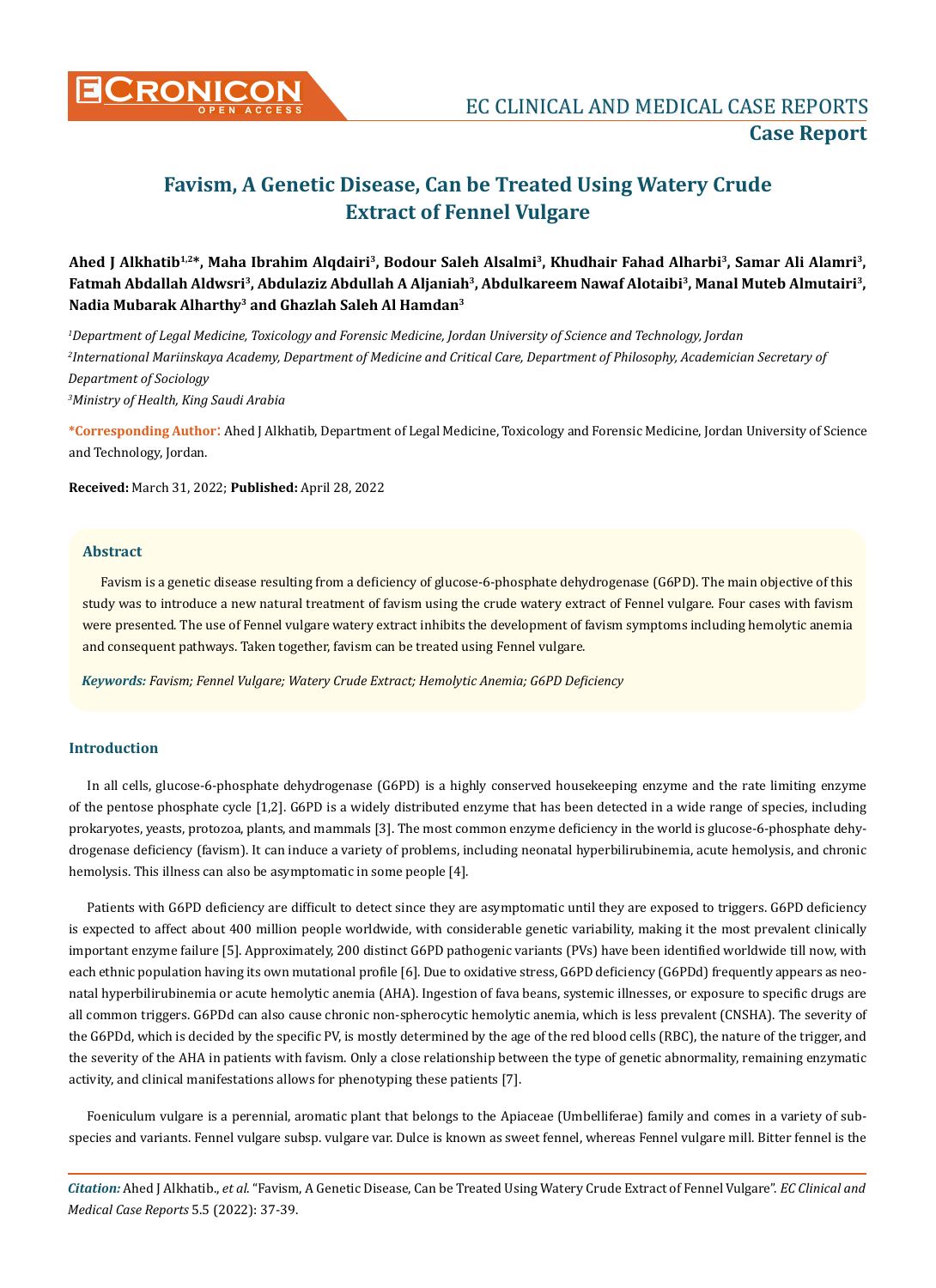# Favism, A Genetic Disease, Can be Treated Using Watery Crude Extract of Fennel Vulgare

**Ahed J Alkhatib[1,2]*, Maha Ibrahim Alqdairi[3], Bodour Saleh Alsalmi[3], Khudhair Fahad Alharbi[3], Samar Ali Alamri[3], Fatmah Abdallah Aldwsri[3], Abdulaziz Abdullah A Aljaniah[3], Abdulkareem Nawaf Alotaibi[3], Manal Muteb Almutairi[3], Nadia Mubarak Alharthy[3] and Ghazlah Saleh Al Hamdan[3]**

*[1]Department of Legal Medicine, Toxicology and Forensic Medicine, Jordan University of Science and Technology, Jordan*

*[2]International Mariinskaya Academy, Department of Medicine and Critical Care, Department of Philosophy, Academician Secretary of Department of Sociology*

*[3]Ministry of Health, King Saudi Arabia*

**\*Corresponding Author:** Ahed J Alkhatib, Department of Legal Medicine, Toxicology and Forensic Medicine, Jordan University of Science and Technology, Jordan.

**Received:** March 31, 2022; **Published:** April 28, 2022

## Abstract

Favism is a genetic disease resulting from a deficiency of glucose-6-phosphate dehydrogenase (G6PD). The main objective of this study was to introduce a new natural treatment of favism using the crude watery extract of Fennel vulgare. Four cases with favism were presented. The use of Fennel vulgare watery extract inhibits the development of favism symptoms including hemolytic anemia and consequent pathways. Taken together, favism can be treated using Fennel vulgare.

***Keywords:*** *Favism; Fennel Vulgare; Watery Crude Extract; Hemolytic Anemia; G6PD Deficiency*

## Introduction

In all cells, glucose-6-phosphate dehydrogenase (G6PD) is a highly conserved housekeeping enzyme and the rate limiting enzyme of the pentose phosphate cycle [1,2]. G6PD is a widely distributed enzyme that has been detected in a wide range of species, including prokaryotes, yeasts, protozoa, plants, and mammals [3]. The most common enzyme deficiency in the world is glucose-6-phosphate dehydrogenase deficiency (favism). It can induce a variety of problems, including neonatal hyperbilirubinemia, acute hemolysis, and chronic hemolysis. This illness can also be asymptomatic in some people [4].

Patients with G6PD deficiency are difficult to detect since they are asymptomatic until they are exposed to triggers. G6PD deficiency is expected to affect about 400 million people worldwide, with considerable genetic variability, making it the most prevalent clinically important enzyme failure [5]. Approximately, 200 distinct G6PD pathogenic variants (PVs) have been identified worldwide till now, with each ethnic population having its own mutational profile [6]. Due to oxidative stress, G6PD deficiency (G6PDd) frequently appears as neonatal hyperbilirubinemia or acute hemolytic anemia (AHA). Ingestion of fava beans, systemic illnesses, or exposure to specific drugs are all common triggers. G6PDd can also cause chronic non-spherocytic hemolytic anemia, which is less prevalent (CNSHA). The severity of the G6PDd, which is decided by the specific PV, is mostly determined by the age of the red blood cells (RBC), the nature of the trigger, and the severity of the AHA in patients with favism. Only a close relationship between the type of genetic abnormality, remaining enzymatic activity, and clinical manifestations allows for phenotyping these patients [7].

Foeniculum vulgare is a perennial, aromatic plant that belongs to the Apiaceae (Umbelliferae) family and comes in a variety of subspecies and variants. Fennel vulgare subsp. vulgare var. Dulce is known as sweet fennel, whereas Fennel vulgare mill. Bitter fennel is the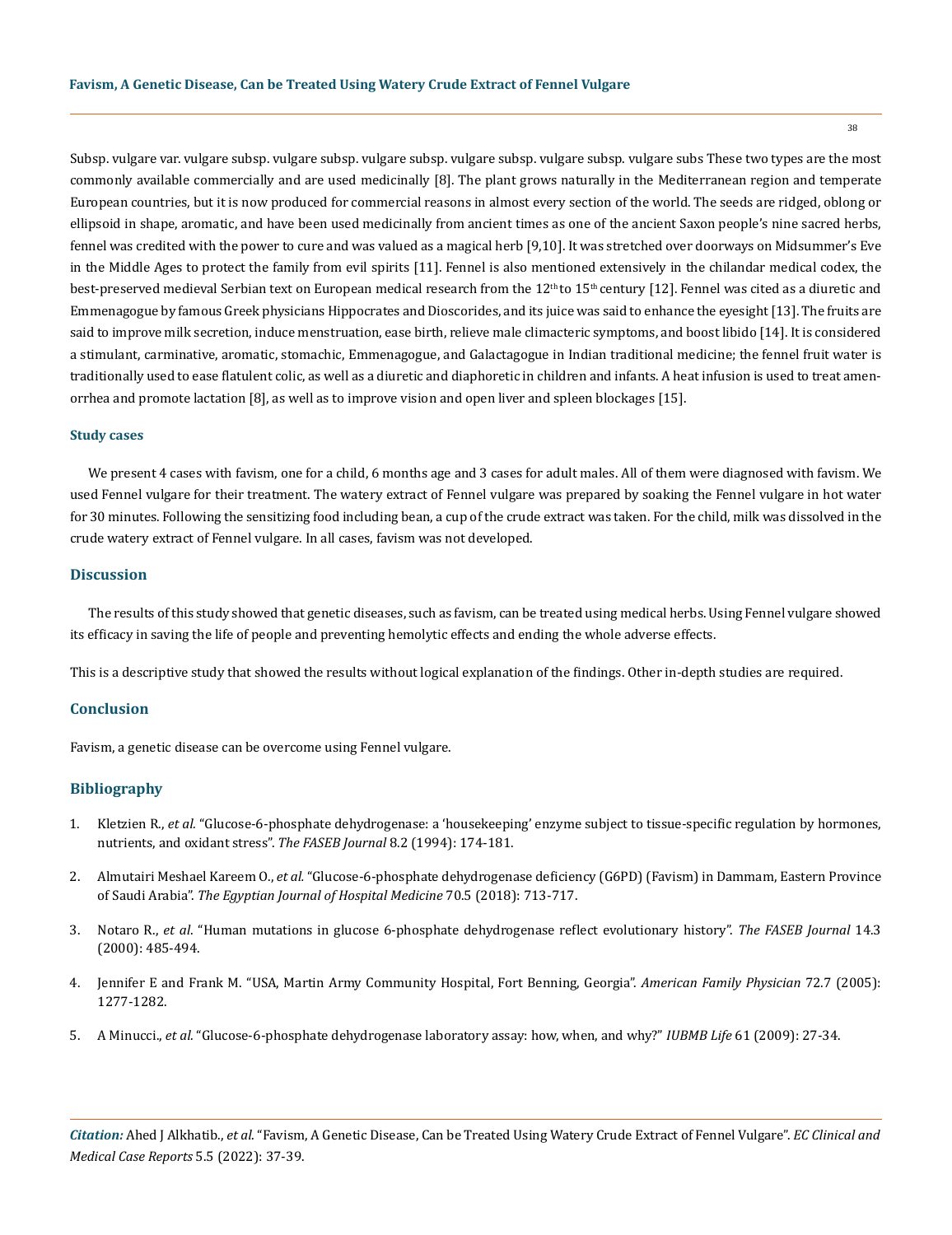Subsp. vulgare var. vulgare subsp. vulgare subsp. vulgare subsp. vulgare subsp. vulgare subsp. vulgare subs These two types are the most commonly available commercially and are used medicinally [8]. The plant grows naturally in the Mediterranean region and temperate European countries, but it is now produced for commercial reasons in almost every section of the world. The seeds are ridged, oblong or ellipsoid in shape, aromatic, and have been used medicinally from ancient times as one of the ancient Saxon people's nine sacred herbs, fennel was credited with the power to cure and was valued as a magical herb [9,10]. It was stretched over doorways on Midsummer's Eve in the Middle Ages to protect the family from evil spirits [11]. Fennel is also mentioned extensively in the chilandar medical codex, the best-preserved medieval Serbian text on European medical research from the 12th to 15th century [12]. Fennel was cited as a diuretic and Emmenagogue by famous Greek physicians Hippocrates and Dioscorides, and its juice was said to enhance the eyesight [13]. The fruits are said to improve milk secretion, induce menstruation, ease birth, relieve male climacteric symptoms, and boost libido [14]. It is considered a stimulant, carminative, aromatic, stomachic, Emmenagogue, and Galactagogue in Indian traditional medicine; the fennel fruit water is traditionally used to ease flatulent colic, as well as a diuretic and diaphoretic in children and infants. A heat infusion is used to treat amenorrhea and promote lactation [8], as well as to improve vision and open liver and spleen blockages [15].

#### Study cases

We present 4 cases with favism, one for a child, 6 months age and 3 cases for adult males. All of them were diagnosed with favism. We used Fennel vulgare for their treatment. The watery extract of Fennel vulgare was prepared by soaking the Fennel vulgare in hot water for 30 minutes. Following the sensitizing food including bean, a cup of the crude extract was taken. For the child, milk was dissolved in the crude watery extract of Fennel vulgare. In all cases, favism was not developed.

### Discussion

The results of this study showed that genetic diseases, such as favism, can be treated using medical herbs. Using Fennel vulgare showed its efficacy in saving the life of people and preventing hemolytic effects and ending the whole adverse effects.

This is a descriptive study that showed the results without logical explanation of the findings. Other in-depth studies are required.

### Conclusion

Favism, a genetic disease can be overcome using Fennel vulgare.

### Bibliography

1. Kletzien R., *et al*. "Glucose-6-phosphate dehydrogenase: a 'housekeeping' enzyme subject to tissue-specific regulation by hormones, nutrients, and oxidant stress". *The FASEB Journal* 8.2 (1994): 174-181.
2. Almutairi Meshael Kareem O., *et al.* "Glucose-6-phosphate dehydrogenase deficiency (G6PD) (Favism) in Dammam, Eastern Province of Saudi Arabia". *The Egyptian Journal of Hospital Medicine* 70.5 (2018): 713-717.
3. Notaro R., *et al*. "Human mutations in glucose 6-phosphate dehydrogenase reflect evolutionary history". *The FASEB Journal* 14.3 (2000): 485-494.
4. Jennifer E and Frank M. "USA, Martin Army Community Hospital, Fort Benning, Georgia". *American Family Physician* 72.7 (2005): 1277-1282.
5. A Minucci., *et al.* "Glucose-6-phosphate dehydrogenase laboratory assay: how, when, and why?" *IUBMB Life* 61 (2009): 27-34.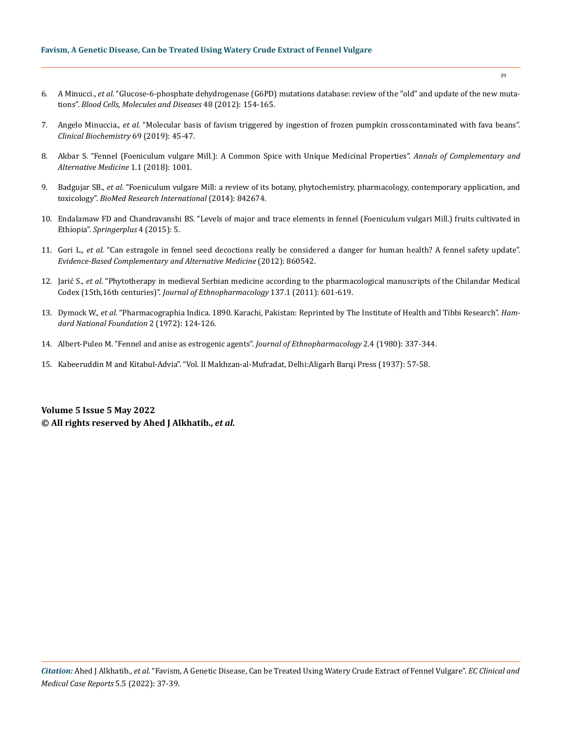6. A Minucci., *et al.* "Glucose-6-phosphate dehydrogenase (G6PD) mutations database: review of the "old" and update of the new mutations". *Blood Cells, Molecules and Diseases* 48 (2012): 154-165.

7. Angelo Minuccia., *et al.* "Molecular basis of favism triggered by ingestion of frozen pumpkin crosscontaminated with fava beans". *Clinical Biochemistry* 69 (2019): 45-47.

8. Akbar S. "Fennel (Foeniculum vulgare Mill.): A Common Spice with Unique Medicinal Properties". *Annals of Complementary and Alternative Medicine* 1.1 (2018): 1001.

9. Badgujar SB., *et al*. "Foeniculum vulgare Mill: a review of its botany, phytochemistry, pharmacology, contemporary application, and toxicology". *BioMed Research International* (2014): 842674.

10. Endalamaw FD and Chandravanshi BS. "Levels of major and trace elements in fennel (Foeniculum vulgari Mill.) fruits cultivated in Ethiopia". *Springerplus* 4 (2015): 5.

11. Gori L., *et al.* "Can estragole in fennel seed decoctions really be considered a danger for human health? A fennel safety update". *Evidence-Based Complementary and Alternative Medicine* (2012): 860542.

12. Jarić S., *et al*. "Phytotherapy in medieval Serbian medicine according to the pharmacological manuscripts of the Chilandar Medical Codex (15th,16th centuries)". *Journal of Ethnopharmacology* 137.1 (2011): 601-619.

13. Dymock W., *et al.* "Pharmacographia Indica. 1890. Karachi, Pakistan: Reprinted by The Institute of Health and Tibbi Research". *Hamdard National Foundation* 2 (1972): 124-126.

14. Albert-Puleo M. "Fennel and anise as estrogenic agents". *Journal of Ethnopharmacology* 2.4 (1980): 337-344.

15. Kabeeruddin M and Kitabul-Advia". "Vol. II Makhzan-al-Mufradat, Delhi:Aligarh Barqi Press (1937): 57-58.

**Volume 5 Issue 5 May 2022**
**© All rights reserved by Ahed J Alkhatib., *et al.***